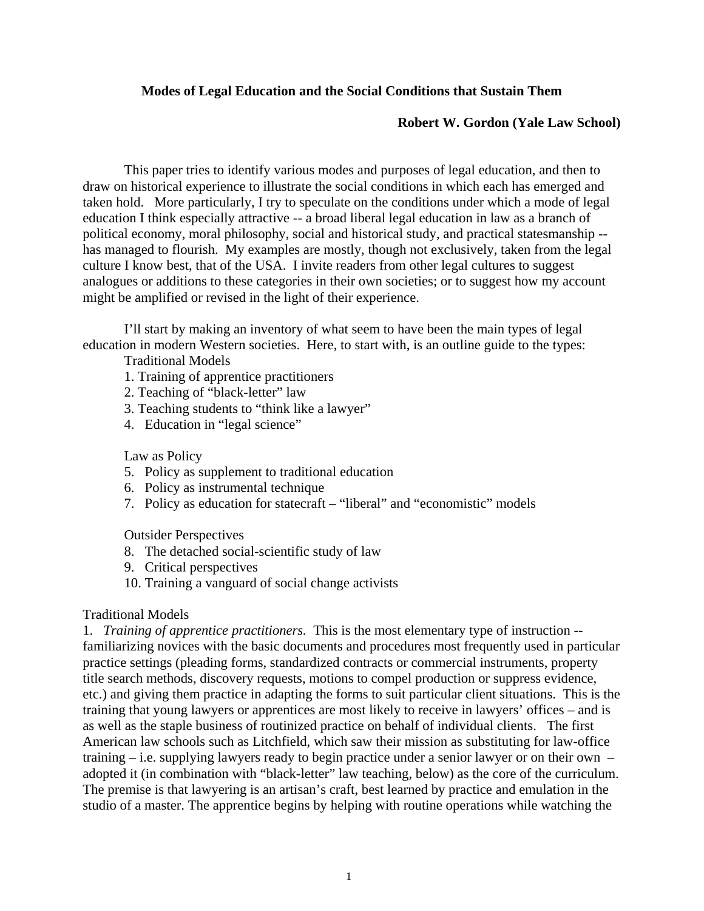# Modes of Legal Education and the Social Conditions that Sustain Them

**Robert W. Gordon (Yale Law School)**

This paper tries to identify various modes and purposes of legal education, and then to draw on historical experience to illustrate the social conditions in which each has emerged and taken hold. More particularly, I try to speculate on the conditions under which a mode of legal education I think especially attractive -- a broad liberal legal education in law as a branch of political economy, moral philosophy, social and historical study, and practical statesmanship -- has managed to flourish. My examples are mostly, though not exclusively, taken from the legal culture I know best, that of the USA. I invite readers from other legal cultures to suggest analogues or additions to these categories in their own societies; or to suggest how my account might be amplified or revised in the light of their experience.

I'll start by making an inventory of what seem to have been the main types of legal education in modern Western societies. Here, to start with, is an outline guide to the types:

Traditional Models

1. Training of apprentice practitioners
2. Teaching of "black-letter" law
3. Teaching students to "think like a lawyer"
4. Education in "legal science"

Law as Policy

5. Policy as supplement to traditional education
6. Policy as instrumental technique
7. Policy as education for statecraft – "liberal" and "economistic" models

Outsider Perspectives

8. The detached social-scientific study of law
9. Critical perspectives
10. Training a vanguard of social change activists

## Traditional Models

1. *Training of apprentice practitioners.* This is the most elementary type of instruction -- familiarizing novices with the basic documents and procedures most frequently used in particular practice settings (pleading forms, standardized contracts or commercial instruments, property title search methods, discovery requests, motions to compel production or suppress evidence, etc.) and giving them practice in adapting the forms to suit particular client situations. This is the training that young lawyers or apprentices are most likely to receive in lawyers' offices – and is as well as the staple business of routinized practice on behalf of individual clients. The first American law schools such as Litchfield, which saw their mission as substituting for law-office training – i.e. supplying lawyers ready to begin practice under a senior lawyer or on their own – adopted it (in combination with "black-letter" law teaching, below) as the core of the curriculum. The premise is that lawyering is an artisan's craft, best learned by practice and emulation in the studio of a master. The apprentice begins by helping with routine operations while watching the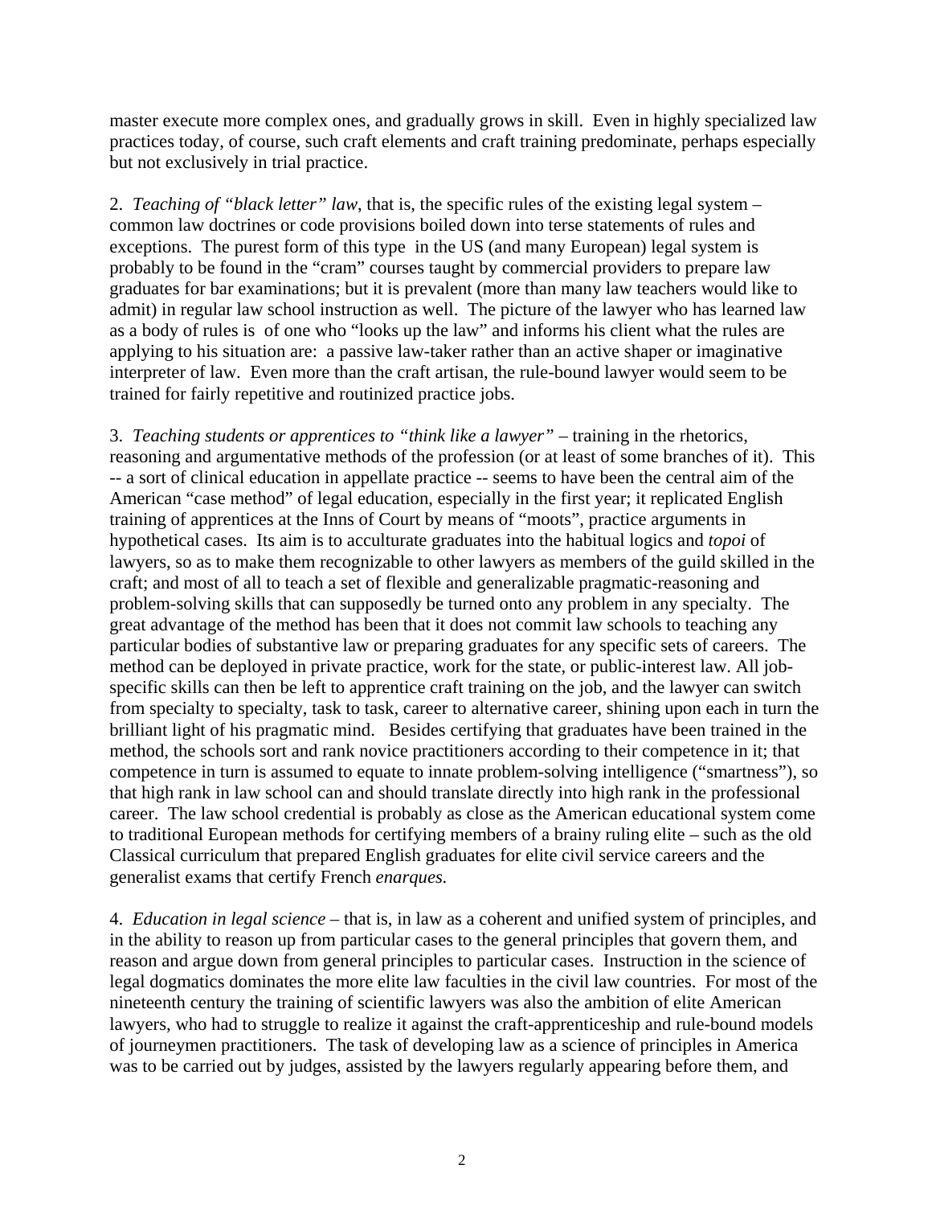master execute more complex ones, and gradually grows in skill. Even in highly specialized law practices today, of course, such craft elements and craft training predominate, perhaps especially but not exclusively in trial practice.

2. *Teaching of "black letter" law*, that is, the specific rules of the existing legal system – common law doctrines or code provisions boiled down into terse statements of rules and exceptions. The purest form of this type in the US (and many European) legal system is probably to be found in the "cram" courses taught by commercial providers to prepare law graduates for bar examinations; but it is prevalent (more than many law teachers would like to admit) in regular law school instruction as well. The picture of the lawyer who has learned law as a body of rules is of one who "looks up the law" and informs his client what the rules are applying to his situation are: a passive law-taker rather than an active shaper or imaginative interpreter of law. Even more than the craft artisan, the rule-bound lawyer would seem to be trained for fairly repetitive and routinized practice jobs.

3. *Teaching students or apprentices to "think like a lawyer"* – training in the rhetorics, reasoning and argumentative methods of the profession (or at least of some branches of it). This -- a sort of clinical education in appellate practice -- seems to have been the central aim of the American "case method" of legal education, especially in the first year; it replicated English training of apprentices at the Inns of Court by means of "moots", practice arguments in hypothetical cases. Its aim is to acculturate graduates into the habitual logics and *topoi* of lawyers, so as to make them recognizable to other lawyers as members of the guild skilled in the craft; and most of all to teach a set of flexible and generalizable pragmatic-reasoning and problem-solving skills that can supposedly be turned onto any problem in any specialty. The great advantage of the method has been that it does not commit law schools to teaching any particular bodies of substantive law or preparing graduates for any specific sets of careers. The method can be deployed in private practice, work for the state, or public-interest law. All job-specific skills can then be left to apprentice craft training on the job, and the lawyer can switch from specialty to specialty, task to task, career to alternative career, shining upon each in turn the brilliant light of his pragmatic mind. Besides certifying that graduates have been trained in the method, the schools sort and rank novice practitioners according to their competence in it; that competence in turn is assumed to equate to innate problem-solving intelligence ("smartness"), so that high rank in law school can and should translate directly into high rank in the professional career. The law school credential is probably as close as the American educational system come to traditional European methods for certifying members of a brainy ruling elite – such as the old Classical curriculum that prepared English graduates for elite civil service careers and the generalist exams that certify French *enarques.*

4. *Education in legal science* – that is, in law as a coherent and unified system of principles, and in the ability to reason up from particular cases to the general principles that govern them, and reason and argue down from general principles to particular cases. Instruction in the science of legal dogmatics dominates the more elite law faculties in the civil law countries. For most of the nineteenth century the training of scientific lawyers was also the ambition of elite American lawyers, who had to struggle to realize it against the craft-apprenticeship and rule-bound models of journeymen practitioners. The task of developing law as a science of principles in America was to be carried out by judges, assisted by the lawyers regularly appearing before them, and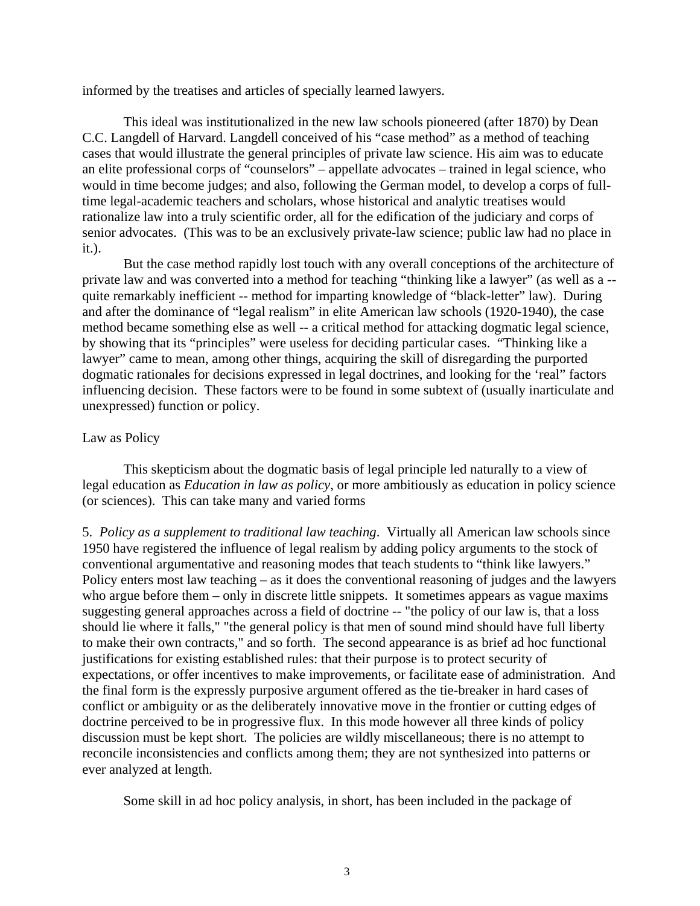informed by the treatises and articles of specially learned lawyers.

This ideal was institutionalized in the new law schools pioneered (after 1870) by Dean C.C. Langdell of Harvard. Langdell conceived of his "case method" as a method of teaching cases that would illustrate the general principles of private law science. His aim was to educate an elite professional corps of "counselors" – appellate advocates – trained in legal science, who would in time become judges; and also, following the German model, to develop a corps of full-time legal-academic teachers and scholars, whose historical and analytic treatises would rationalize law into a truly scientific order, all for the edification of the judiciary and corps of senior advocates. (This was to be an exclusively private-law science; public law had no place in it.).

But the case method rapidly lost touch with any overall conceptions of the architecture of private law and was converted into a method for teaching "thinking like a lawyer" (as well as a -- quite remarkably inefficient -- method for imparting knowledge of "black-letter" law). During and after the dominance of "legal realism" in elite American law schools (1920-1940), the case method became something else as well -- a critical method for attacking dogmatic legal science, by showing that its "principles" were useless for deciding particular cases. "Thinking like a lawyer" came to mean, among other things, acquiring the skill of disregarding the purported dogmatic rationales for decisions expressed in legal doctrines, and looking for the 'real" factors influencing decision. These factors were to be found in some subtext of (usually inarticulate and unexpressed) function or policy.

Law as Policy

This skepticism about the dogmatic basis of legal principle led naturally to a view of legal education as *Education in law as policy*, or more ambitiously as education in policy science (or sciences). This can take many and varied forms

5. *Policy as a supplement to traditional law teaching*. Virtually all American law schools since 1950 have registered the influence of legal realism by adding policy arguments to the stock of conventional argumentative and reasoning modes that teach students to "think like lawyers." Policy enters most law teaching – as it does the conventional reasoning of judges and the lawyers who argue before them – only in discrete little snippets. It sometimes appears as vague maxims suggesting general approaches across a field of doctrine -- "the policy of our law is, that a loss should lie where it falls," "the general policy is that men of sound mind should have full liberty to make their own contracts," and so forth. The second appearance is as brief ad hoc functional justifications for existing established rules: that their purpose is to protect security of expectations, or offer incentives to make improvements, or facilitate ease of administration. And the final form is the expressly purposive argument offered as the tie-breaker in hard cases of conflict or ambiguity or as the deliberately innovative move in the frontier or cutting edges of doctrine perceived to be in progressive flux. In this mode however all three kinds of policy discussion must be kept short. The policies are wildly miscellaneous; there is no attempt to reconcile inconsistencies and conflicts among them; they are not synthesized into patterns or ever analyzed at length.

Some skill in ad hoc policy analysis, in short, has been included in the package of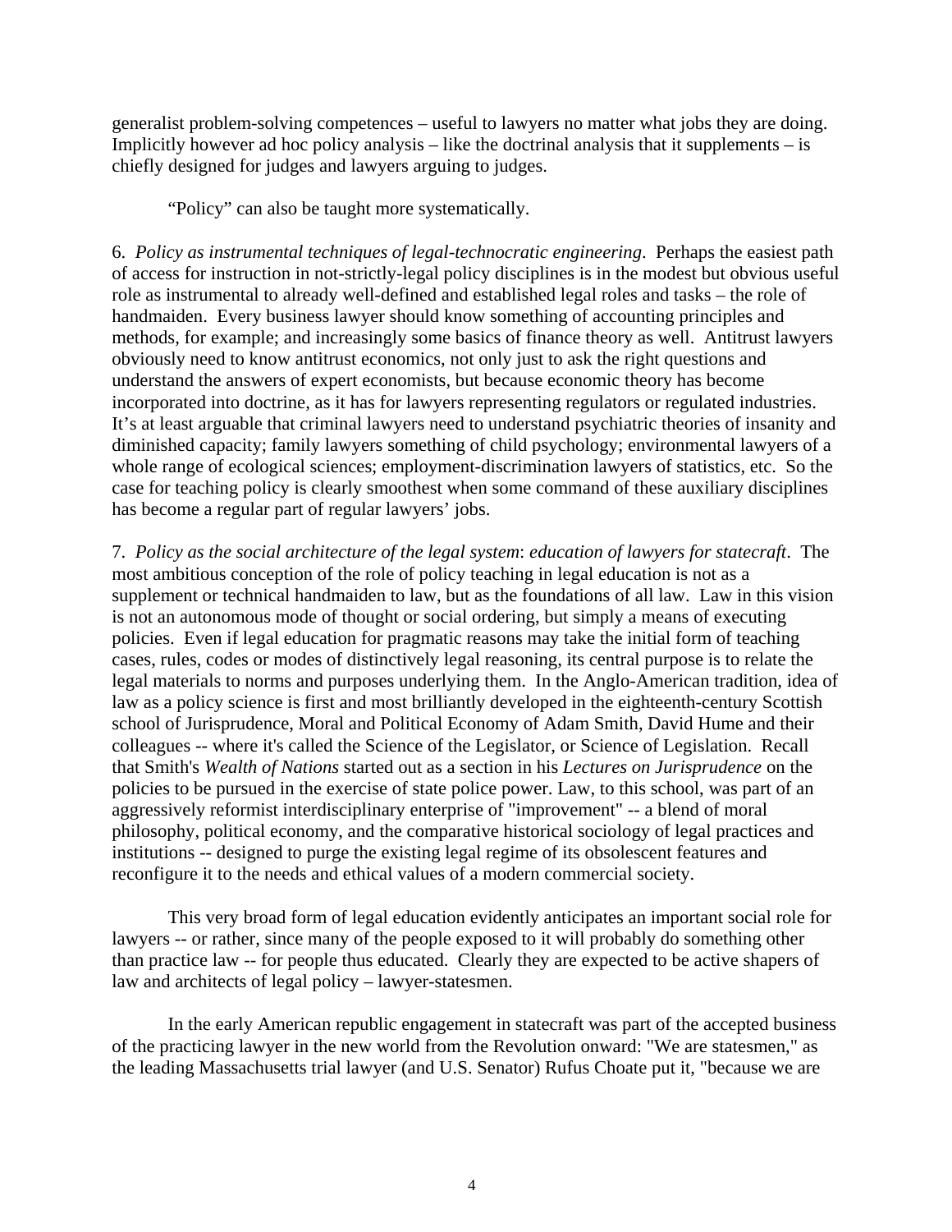generalist problem-solving competences – useful to lawyers no matter what jobs they are doing. Implicitly however ad hoc policy analysis – like the doctrinal analysis that it supplements – is chiefly designed for judges and lawyers arguing to judges.

"Policy" can also be taught more systematically.

6. *Policy as instrumental techniques of legal-technocratic engineering*. Perhaps the easiest path of access for instruction in not-strictly-legal policy disciplines is in the modest but obvious useful role as instrumental to already well-defined and established legal roles and tasks – the role of handmaiden. Every business lawyer should know something of accounting principles and methods, for example; and increasingly some basics of finance theory as well. Antitrust lawyers obviously need to know antitrust economics, not only just to ask the right questions and understand the answers of expert economists, but because economic theory has become incorporated into doctrine, as it has for lawyers representing regulators or regulated industries. It's at least arguable that criminal lawyers need to understand psychiatric theories of insanity and diminished capacity; family lawyers something of child psychology; environmental lawyers of a whole range of ecological sciences; employment-discrimination lawyers of statistics, etc. So the case for teaching policy is clearly smoothest when some command of these auxiliary disciplines has become a regular part of regular lawyers' jobs.

7. *Policy as the social architecture of the legal system*: *education of lawyers for statecraft*. The most ambitious conception of the role of policy teaching in legal education is not as a supplement or technical handmaiden to law, but as the foundations of all law. Law in this vision is not an autonomous mode of thought or social ordering, but simply a means of executing policies. Even if legal education for pragmatic reasons may take the initial form of teaching cases, rules, codes or modes of distinctively legal reasoning, its central purpose is to relate the legal materials to norms and purposes underlying them. In the Anglo-American tradition, idea of law as a policy science is first and most brilliantly developed in the eighteenth-century Scottish school of Jurisprudence, Moral and Political Economy of Adam Smith, David Hume and their colleagues -- where it's called the Science of the Legislator, or Science of Legislation. Recall that Smith's *Wealth of Nations* started out as a section in his *Lectures on Jurisprudence* on the policies to be pursued in the exercise of state police power. Law, to this school, was part of an aggressively reformist interdisciplinary enterprise of "improvement" -- a blend of moral philosophy, political economy, and the comparative historical sociology of legal practices and institutions -- designed to purge the existing legal regime of its obsolescent features and reconfigure it to the needs and ethical values of a modern commercial society.

This very broad form of legal education evidently anticipates an important social role for lawyers -- or rather, since many of the people exposed to it will probably do something other than practice law -- for people thus educated. Clearly they are expected to be active shapers of law and architects of legal policy – lawyer-statesmen.

In the early American republic engagement in statecraft was part of the accepted business of the practicing lawyer in the new world from the Revolution onward: "We are statesmen," as the leading Massachusetts trial lawyer (and U.S. Senator) Rufus Choate put it, "because we are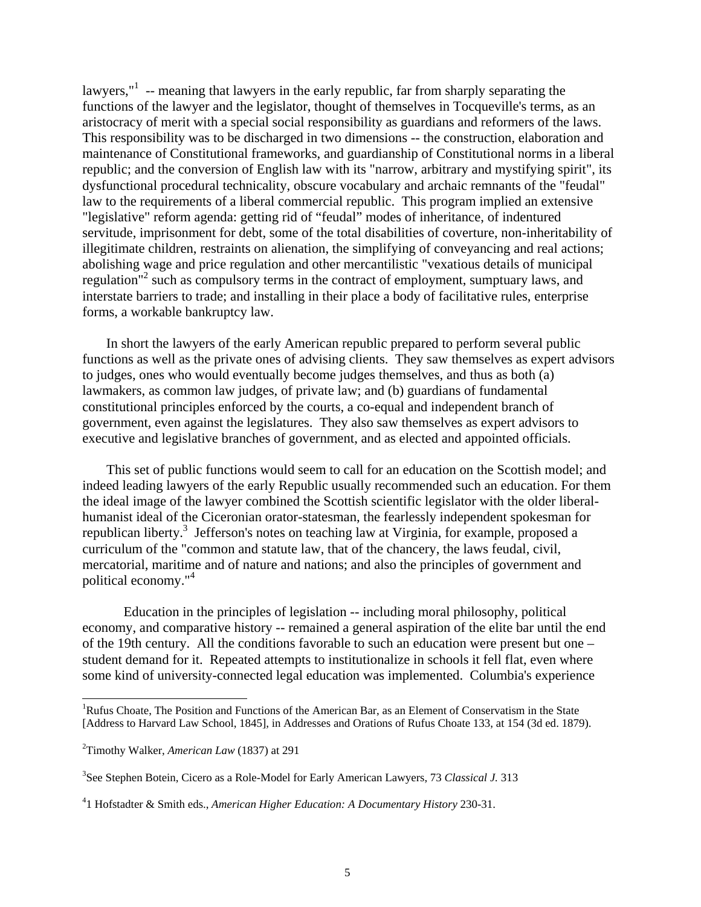lawyers,"[1] -- meaning that lawyers in the early republic, far from sharply separating the functions of the lawyer and the legislator, thought of themselves in Tocqueville's terms, as an aristocracy of merit with a special social responsibility as guardians and reformers of the laws. This responsibility was to be discharged in two dimensions -- the construction, elaboration and maintenance of Constitutional frameworks, and guardianship of Constitutional norms in a liberal republic; and the conversion of English law with its "narrow, arbitrary and mystifying spirit", its dysfunctional procedural technicality, obscure vocabulary and archaic remnants of the "feudal" law to the requirements of a liberal commercial republic. This program implied an extensive "legislative" reform agenda: getting rid of "feudal" modes of inheritance, of indentured servitude, imprisonment for debt, some of the total disabilities of coverture, non-inheritability of illegitimate children, restraints on alienation, the simplifying of conveyancing and real actions; abolishing wage and price regulation and other mercantilistic "vexatious details of municipal regulation"[2] such as compulsory terms in the contract of employment, sumptuary laws, and interstate barriers to trade; and installing in their place a body of facilitative rules, enterprise forms, a workable bankruptcy law.

In short the lawyers of the early American republic prepared to perform several public functions as well as the private ones of advising clients. They saw themselves as expert advisors to judges, ones who would eventually become judges themselves, and thus as both (a) lawmakers, as common law judges, of private law; and (b) guardians of fundamental constitutional principles enforced by the courts, a co-equal and independent branch of government, even against the legislatures. They also saw themselves as expert advisors to executive and legislative branches of government, and as elected and appointed officials.

This set of public functions would seem to call for an education on the Scottish model; and indeed leading lawyers of the early Republic usually recommended such an education. For them the ideal image of the lawyer combined the Scottish scientific legislator with the older liberal-humanist ideal of the Ciceronian orator-statesman, the fearlessly independent spokesman for republican liberty.[3] Jefferson's notes on teaching law at Virginia, for example, proposed a curriculum of the "common and statute law, that of the chancery, the laws feudal, civil, mercatorial, maritime and of nature and nations; and also the principles of government and political economy."[4]

Education in the principles of legislation -- including moral philosophy, political economy, and comparative history -- remained a general aspiration of the elite bar until the end of the 19th century. All the conditions favorable to such an education were present but one – student demand for it. Repeated attempts to institutionalize in schools it fell flat, even where some kind of university-connected legal education was implemented. Columbia's experience

---

[1] Rufus Choate, The Position and Functions of the American Bar, as an Element of Conservatism in the State [Address to Harvard Law School, 1845], in Addresses and Orations of Rufus Choate 133, at 154 (3d ed. 1879).

[2] Timothy Walker, *American Law* (1837) at 291

[3] See Stephen Botein, Cicero as a Role-Model for Early American Lawyers, 73 *Classical J.* 313

[4] 1 Hofstadter & Smith eds., *American Higher Education: A Documentary History* 230-31.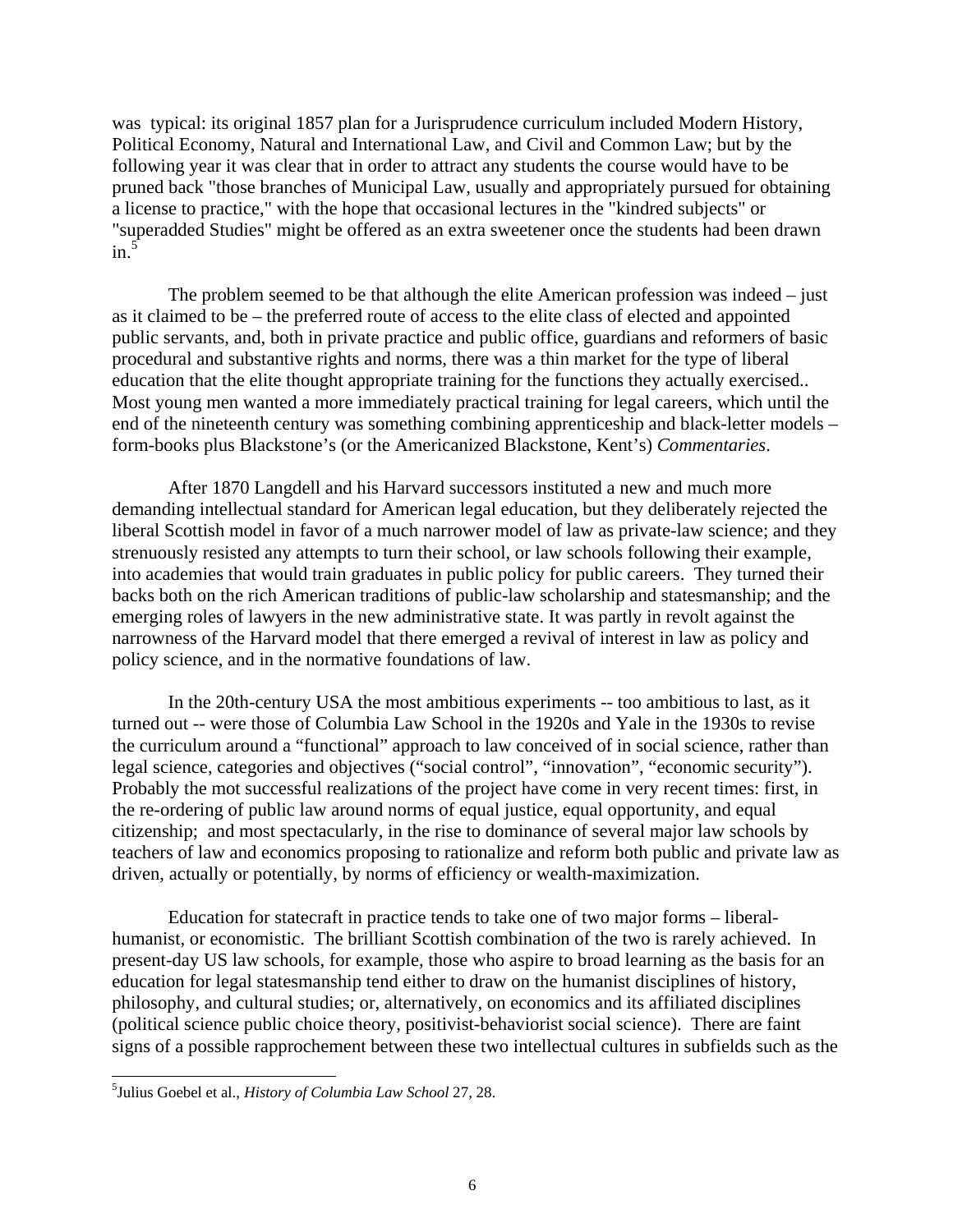was typical: its original 1857 plan for a Jurisprudence curriculum included Modern History, Political Economy, Natural and International Law, and Civil and Common Law; but by the following year it was clear that in order to attract any students the course would have to be pruned back "those branches of Municipal Law, usually and appropriately pursued for obtaining a license to practice," with the hope that occasional lectures in the "kindred subjects" or "superadded Studies" might be offered as an extra sweetener once the students had been drawn in.[5]

The problem seemed to be that although the elite American profession was indeed – just as it claimed to be – the preferred route of access to the elite class of elected and appointed public servants, and, both in private practice and public office, guardians and reformers of basic procedural and substantive rights and norms, there was a thin market for the type of liberal education that the elite thought appropriate training for the functions they actually exercised.. Most young men wanted a more immediately practical training for legal careers, which until the end of the nineteenth century was something combining apprenticeship and black-letter models – form-books plus Blackstone's (or the Americanized Blackstone, Kent's) *Commentaries*.

After 1870 Langdell and his Harvard successors instituted a new and much more demanding intellectual standard for American legal education, but they deliberately rejected the liberal Scottish model in favor of a much narrower model of law as private-law science; and they strenuously resisted any attempts to turn their school, or law schools following their example, into academies that would train graduates in public policy for public careers. They turned their backs both on the rich American traditions of public-law scholarship and statesmanship; and the emerging roles of lawyers in the new administrative state. It was partly in revolt against the narrowness of the Harvard model that there emerged a revival of interest in law as policy and policy science, and in the normative foundations of law.

In the 20th-century USA the most ambitious experiments -- too ambitious to last, as it turned out -- were those of Columbia Law School in the 1920s and Yale in the 1930s to revise the curriculum around a "functional" approach to law conceived of in social science, rather than legal science, categories and objectives ("social control", "innovation", "economic security"). Probably the mot successful realizations of the project have come in very recent times: first, in the re-ordering of public law around norms of equal justice, equal opportunity, and equal citizenship; and most spectacularly, in the rise to dominance of several major law schools by teachers of law and economics proposing to rationalize and reform both public and private law as driven, actually or potentially, by norms of efficiency or wealth-maximization.

Education for statecraft in practice tends to take one of two major forms – liberal-humanist, or economistic. The brilliant Scottish combination of the two is rarely achieved. In present-day US law schools, for example, those who aspire to broad learning as the basis for an education for legal statesmanship tend either to draw on the humanist disciplines of history, philosophy, and cultural studies; or, alternatively, on economics and its affiliated disciplines (political science public choice theory, positivist-behaviorist social science). There are faint signs of a possible rapprochement between these two intellectual cultures in subfields such as the

---

[5] Julius Goebel et al., *History of Columbia Law School* 27, 28.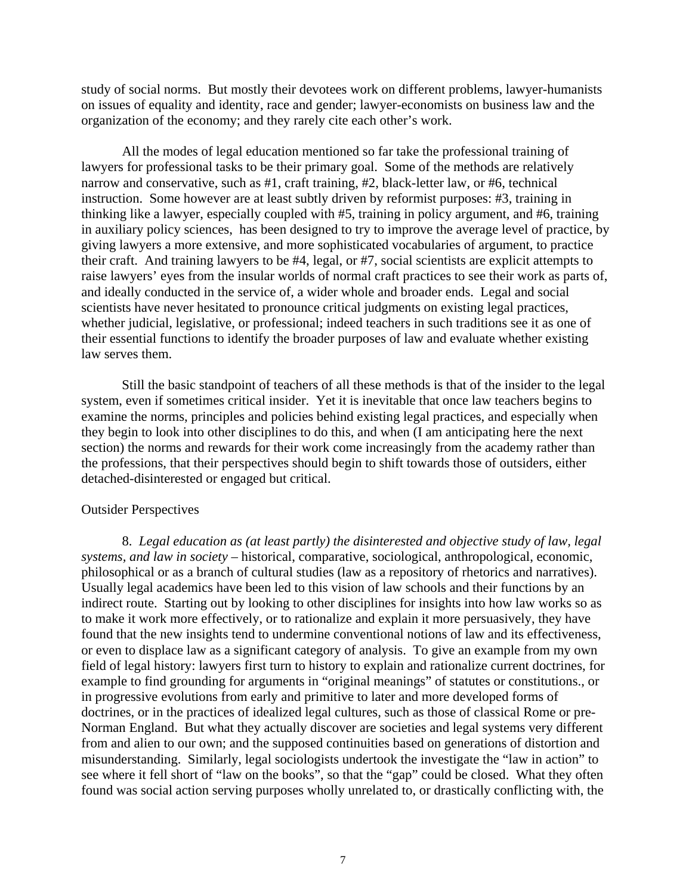study of social norms. But mostly their devotees work on different problems, lawyer-humanists on issues of equality and identity, race and gender; lawyer-economists on business law and the organization of the economy; and they rarely cite each other's work.

All the modes of legal education mentioned so far take the professional training of lawyers for professional tasks to be their primary goal. Some of the methods are relatively narrow and conservative, such as #1, craft training, #2, black-letter law, or #6, technical instruction. Some however are at least subtly driven by reformist purposes: #3, training in thinking like a lawyer, especially coupled with #5, training in policy argument, and #6, training in auxiliary policy sciences, has been designed to try to improve the average level of practice, by giving lawyers a more extensive, and more sophisticated vocabularies of argument, to practice their craft. And training lawyers to be #4, legal, or #7, social scientists are explicit attempts to raise lawyers' eyes from the insular worlds of normal craft practices to see their work as parts of, and ideally conducted in the service of, a wider whole and broader ends. Legal and social scientists have never hesitated to pronounce critical judgments on existing legal practices, whether judicial, legislative, or professional; indeed teachers in such traditions see it as one of their essential functions to identify the broader purposes of law and evaluate whether existing law serves them.

Still the basic standpoint of teachers of all these methods is that of the insider to the legal system, even if sometimes critical insider. Yet it is inevitable that once law teachers begins to examine the norms, principles and policies behind existing legal practices, and especially when they begin to look into other disciplines to do this, and when (I am anticipating here the next section) the norms and rewards for their work come increasingly from the academy rather than the professions, that their perspectives should begin to shift towards those of outsiders, either detached-disinterested or engaged but critical.

Outsider Perspectives

8. *Legal education as (at least partly) the disinterested and objective study of law, legal systems, and law in society* – historical, comparative, sociological, anthropological, economic, philosophical or as a branch of cultural studies (law as a repository of rhetorics and narratives). Usually legal academics have been led to this vision of law schools and their functions by an indirect route. Starting out by looking to other disciplines for insights into how law works so as to make it work more effectively, or to rationalize and explain it more persuasively, they have found that the new insights tend to undermine conventional notions of law and its effectiveness, or even to displace law as a significant category of analysis. To give an example from my own field of legal history: lawyers first turn to history to explain and rationalize current doctrines, for example to find grounding for arguments in "original meanings" of statutes or constitutions., or in progressive evolutions from early and primitive to later and more developed forms of doctrines, or in the practices of idealized legal cultures, such as those of classical Rome or pre-Norman England. But what they actually discover are societies and legal systems very different from and alien to our own; and the supposed continuities based on generations of distortion and misunderstanding. Similarly, legal sociologists undertook the investigate the "law in action" to see where it fell short of "law on the books", so that the "gap" could be closed. What they often found was social action serving purposes wholly unrelated to, or drastically conflicting with, the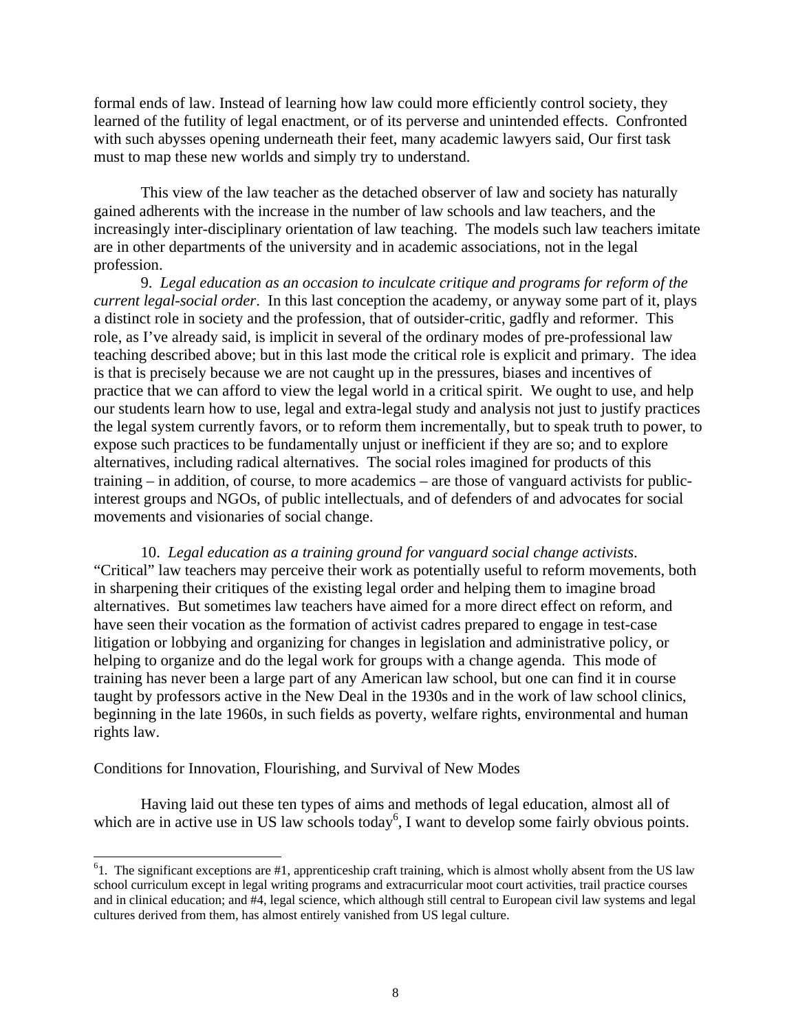formal ends of law. Instead of learning how law could more efficiently control society, they learned of the futility of legal enactment, or of its perverse and unintended effects. Confronted with such abysses opening underneath their feet, many academic lawyers said, Our first task must to map these new worlds and simply try to understand.

This view of the law teacher as the detached observer of law and society has naturally gained adherents with the increase in the number of law schools and law teachers, and the increasingly inter-disciplinary orientation of law teaching. The models such law teachers imitate are in other departments of the university and in academic associations, not in the legal profession.

9. *Legal education as an occasion to inculcate critique and programs for reform of the current legal-social order*. In this last conception the academy, or anyway some part of it, plays a distinct role in society and the profession, that of outsider-critic, gadfly and reformer. This role, as I've already said, is implicit in several of the ordinary modes of pre-professional law teaching described above; but in this last mode the critical role is explicit and primary. The idea is that is precisely because we are not caught up in the pressures, biases and incentives of practice that we can afford to view the legal world in a critical spirit. We ought to use, and help our students learn how to use, legal and extra-legal study and analysis not just to justify practices the legal system currently favors, or to reform them incrementally, but to speak truth to power, to expose such practices to be fundamentally unjust or inefficient if they are so; and to explore alternatives, including radical alternatives. The social roles imagined for products of this training – in addition, of course, to more academics – are those of vanguard activists for public-interest groups and NGOs, of public intellectuals, and of defenders of and advocates for social movements and visionaries of social change.

10. *Legal education as a training ground for vanguard social change activists*. "Critical" law teachers may perceive their work as potentially useful to reform movements, both in sharpening their critiques of the existing legal order and helping them to imagine broad alternatives. But sometimes law teachers have aimed for a more direct effect on reform, and have seen their vocation as the formation of activist cadres prepared to engage in test-case litigation or lobbying and organizing for changes in legislation and administrative policy, or helping to organize and do the legal work for groups with a change agenda. This mode of training has never been a large part of any American law school, but one can find it in course taught by professors active in the New Deal in the 1930s and in the work of law school clinics, beginning in the late 1960s, in such fields as poverty, welfare rights, environmental and human rights law.

## Conditions for Innovation, Flourishing, and Survival of New Modes

Having laid out these ten types of aims and methods of legal education, almost all of which are in active use in US law schools today[6], I want to develop some fairly obvious points.

---

[6]1. The significant exceptions are #1, apprenticeship craft training, which is almost wholly absent from the US law school curriculum except in legal writing programs and extracurricular moot court activities, trail practice courses and in clinical education; and #4, legal science, which although still central to European civil law systems and legal cultures derived from them, has almost entirely vanished from US legal culture.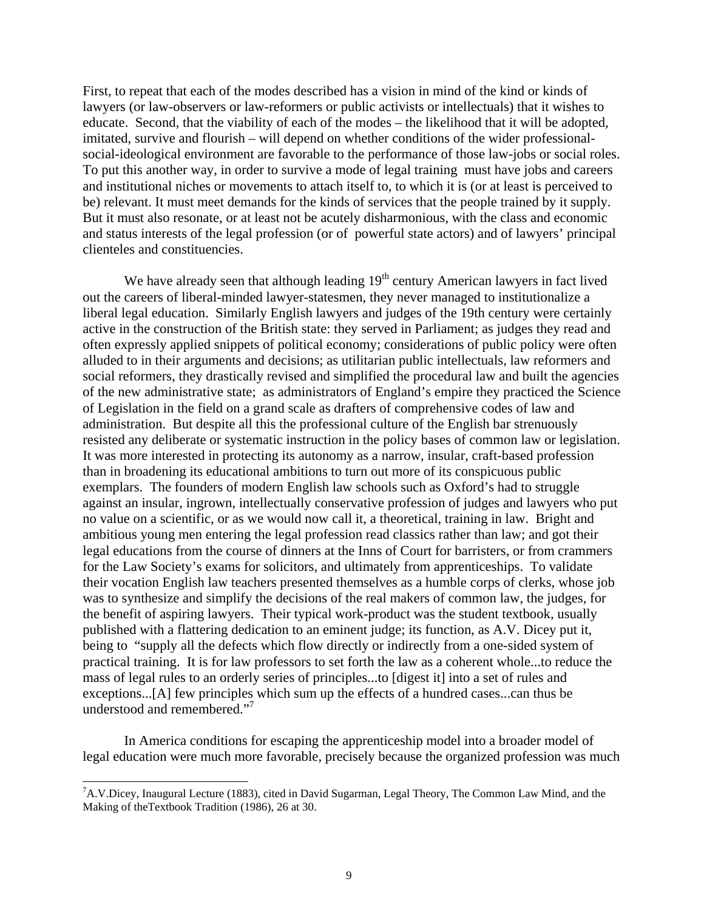First, to repeat that each of the modes described has a vision in mind of the kind or kinds of lawyers (or law-observers or law-reformers or public activists or intellectuals) that it wishes to educate. Second, that the viability of each of the modes – the likelihood that it will be adopted, imitated, survive and flourish – will depend on whether conditions of the wider professional-social-ideological environment are favorable to the performance of those law-jobs or social roles. To put this another way, in order to survive a mode of legal training must have jobs and careers and institutional niches or movements to attach itself to, to which it is (or at least is perceived to be) relevant. It must meet demands for the kinds of services that the people trained by it supply. But it must also resonate, or at least not be acutely disharmonious, with the class and economic and status interests of the legal profession (or of powerful state actors) and of lawyers' principal clienteles and constituencies.

We have already seen that although leading 19th century American lawyers in fact lived out the careers of liberal-minded lawyer-statesmen, they never managed to institutionalize a liberal legal education. Similarly English lawyers and judges of the 19th century were certainly active in the construction of the British state: they served in Parliament; as judges they read and often expressly applied snippets of political economy; considerations of public policy were often alluded to in their arguments and decisions; as utilitarian public intellectuals, law reformers and social reformers, they drastically revised and simplified the procedural law and built the agencies of the new administrative state; as administrators of England's empire they practiced the Science of Legislation in the field on a grand scale as drafters of comprehensive codes of law and administration. But despite all this the professional culture of the English bar strenuously resisted any deliberate or systematic instruction in the policy bases of common law or legislation. It was more interested in protecting its autonomy as a narrow, insular, craft-based profession than in broadening its educational ambitions to turn out more of its conspicuous public exemplars. The founders of modern English law schools such as Oxford's had to struggle against an insular, ingrown, intellectually conservative profession of judges and lawyers who put no value on a scientific, or as we would now call it, a theoretical, training in law. Bright and ambitious young men entering the legal profession read classics rather than law; and got their legal educations from the course of dinners at the Inns of Court for barristers, or from crammers for the Law Society's exams for solicitors, and ultimately from apprenticeships. To validate their vocation English law teachers presented themselves as a humble corps of clerks, whose job was to synthesize and simplify the decisions of the real makers of common law, the judges, for the benefit of aspiring lawyers. Their typical work-product was the student textbook, usually published with a flattering dedication to an eminent judge; its function, as A.V. Dicey put it, being to "supply all the defects which flow directly or indirectly from a one-sided system of practical training. It is for law professors to set forth the law as a coherent whole...to reduce the mass of legal rules to an orderly series of principles...to [digest it] into a set of rules and exceptions...[A] few principles which sum up the effects of a hundred cases...can thus be understood and remembered."[7]

In America conditions for escaping the apprenticeship model into a broader model of legal education were much more favorable, precisely because the organized profession was much

---

[7] A.V.Dicey, Inaugural Lecture (1883), cited in David Sugarman, Legal Theory, The Common Law Mind, and the Making of theTextbook Tradition (1986), 26 at 30.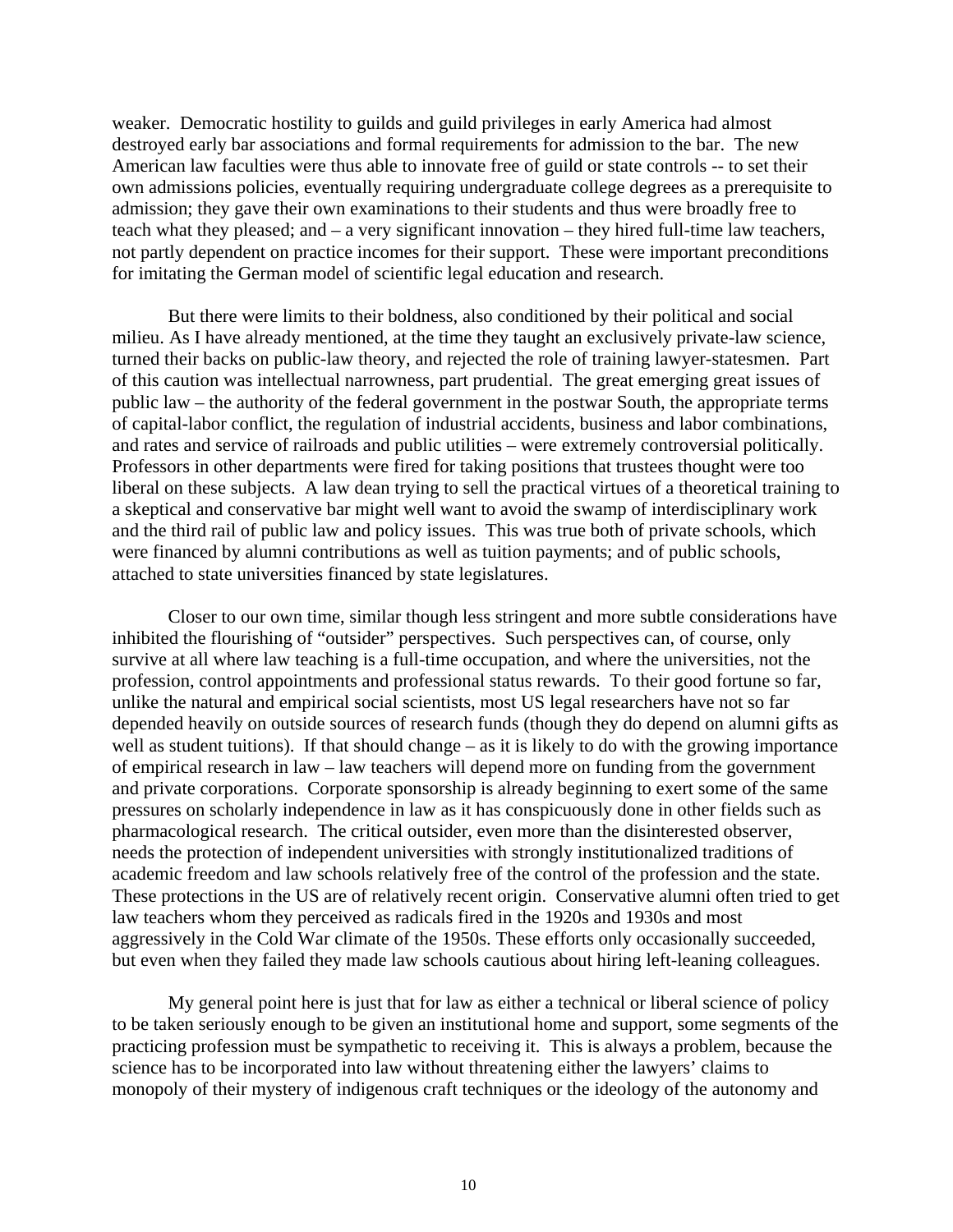weaker. Democratic hostility to guilds and guild privileges in early America had almost destroyed early bar associations and formal requirements for admission to the bar. The new American law faculties were thus able to innovate free of guild or state controls -- to set their own admissions policies, eventually requiring undergraduate college degrees as a prerequisite to admission; they gave their own examinations to their students and thus were broadly free to teach what they pleased; and – a very significant innovation – they hired full-time law teachers, not partly dependent on practice incomes for their support. These were important preconditions for imitating the German model of scientific legal education and research.

But there were limits to their boldness, also conditioned by their political and social milieu. As I have already mentioned, at the time they taught an exclusively private-law science, turned their backs on public-law theory, and rejected the role of training lawyer-statesmen. Part of this caution was intellectual narrowness, part prudential. The great emerging great issues of public law – the authority of the federal government in the postwar South, the appropriate terms of capital-labor conflict, the regulation of industrial accidents, business and labor combinations, and rates and service of railroads and public utilities – were extremely controversial politically. Professors in other departments were fired for taking positions that trustees thought were too liberal on these subjects. A law dean trying to sell the practical virtues of a theoretical training to a skeptical and conservative bar might well want to avoid the swamp of interdisciplinary work and the third rail of public law and policy issues. This was true both of private schools, which were financed by alumni contributions as well as tuition payments; and of public schools, attached to state universities financed by state legislatures.

Closer to our own time, similar though less stringent and more subtle considerations have inhibited the flourishing of "outsider" perspectives. Such perspectives can, of course, only survive at all where law teaching is a full-time occupation, and where the universities, not the profession, control appointments and professional status rewards. To their good fortune so far, unlike the natural and empirical social scientists, most US legal researchers have not so far depended heavily on outside sources of research funds (though they do depend on alumni gifts as well as student tuitions). If that should change – as it is likely to do with the growing importance of empirical research in law – law teachers will depend more on funding from the government and private corporations. Corporate sponsorship is already beginning to exert some of the same pressures on scholarly independence in law as it has conspicuously done in other fields such as pharmacological research. The critical outsider, even more than the disinterested observer, needs the protection of independent universities with strongly institutionalized traditions of academic freedom and law schools relatively free of the control of the profession and the state. These protections in the US are of relatively recent origin. Conservative alumni often tried to get law teachers whom they perceived as radicals fired in the 1920s and 1930s and most aggressively in the Cold War climate of the 1950s. These efforts only occasionally succeeded, but even when they failed they made law schools cautious about hiring left-leaning colleagues.

My general point here is just that for law as either a technical or liberal science of policy to be taken seriously enough to be given an institutional home and support, some segments of the practicing profession must be sympathetic to receiving it. This is always a problem, because the science has to be incorporated into law without threatening either the lawyers' claims to monopoly of their mystery of indigenous craft techniques or the ideology of the autonomy and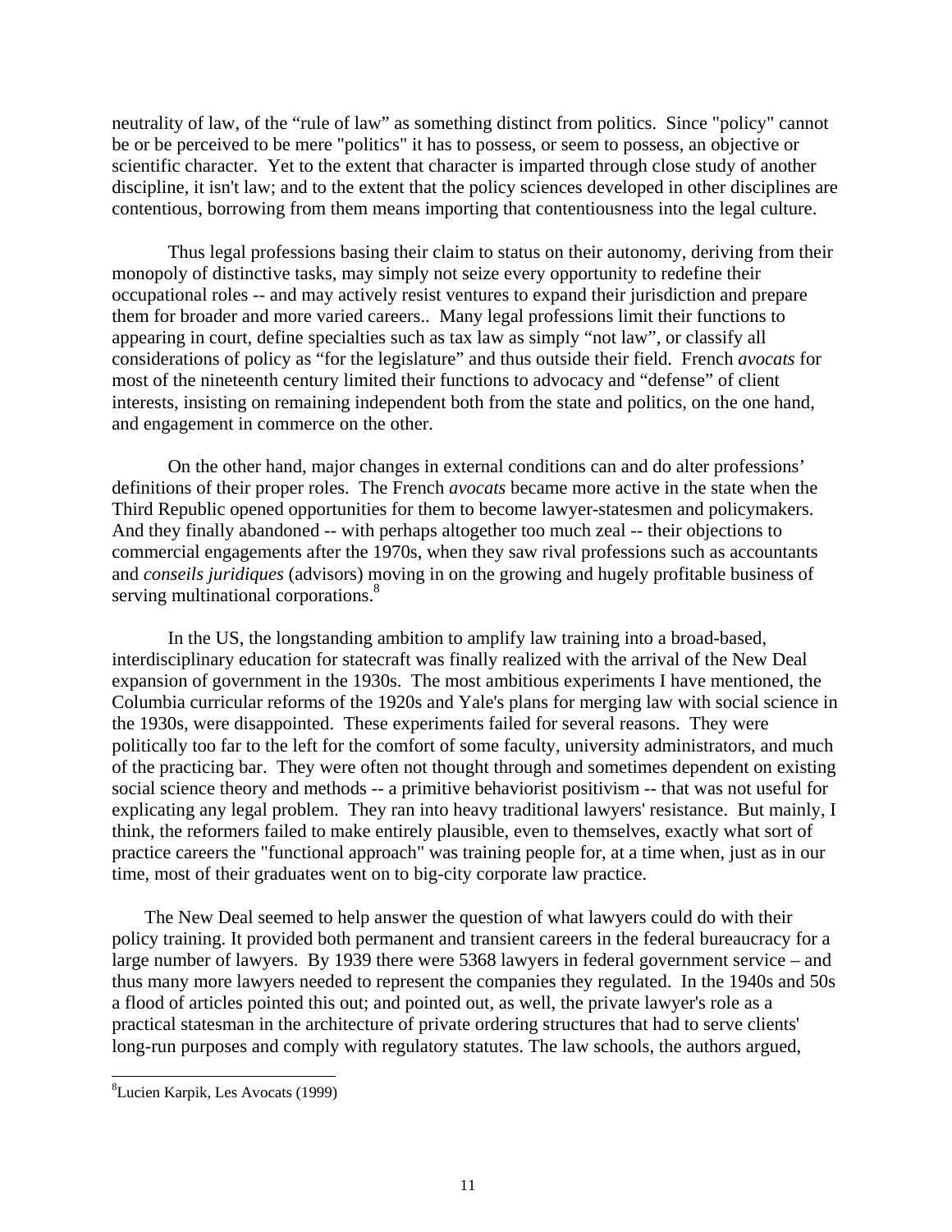neutrality of law, of the "rule of law" as something distinct from politics. Since "policy" cannot be or be perceived to be mere "politics" it has to possess, or seem to possess, an objective or scientific character. Yet to the extent that character is imparted through close study of another discipline, it isn't law; and to the extent that the policy sciences developed in other disciplines are contentious, borrowing from them means importing that contentiousness into the legal culture.

Thus legal professions basing their claim to status on their autonomy, deriving from their monopoly of distinctive tasks, may simply not seize every opportunity to redefine their occupational roles -- and may actively resist ventures to expand their jurisdiction and prepare them for broader and more varied careers.. Many legal professions limit their functions to appearing in court, define specialties such as tax law as simply "not law", or classify all considerations of policy as "for the legislature" and thus outside their field. French *avocats* for most of the nineteenth century limited their functions to advocacy and "defense" of client interests, insisting on remaining independent both from the state and politics, on the one hand, and engagement in commerce on the other.

On the other hand, major changes in external conditions can and do alter professions' definitions of their proper roles. The French *avocats* became more active in the state when the Third Republic opened opportunities for them to become lawyer-statesmen and policymakers. And they finally abandoned -- with perhaps altogether too much zeal -- their objections to commercial engagements after the 1970s, when they saw rival professions such as accountants and *conseils juridiques* (advisors) moving in on the growing and hugely profitable business of serving multinational corporations.[8]

In the US, the longstanding ambition to amplify law training into a broad-based, interdisciplinary education for statecraft was finally realized with the arrival of the New Deal expansion of government in the 1930s. The most ambitious experiments I have mentioned, the Columbia curricular reforms of the 1920s and Yale's plans for merging law with social science in the 1930s, were disappointed. These experiments failed for several reasons. They were politically too far to the left for the comfort of some faculty, university administrators, and much of the practicing bar. They were often not thought through and sometimes dependent on existing social science theory and methods -- a primitive behaviorist positivism -- that was not useful for explicating any legal problem. They ran into heavy traditional lawyers' resistance. But mainly, I think, the reformers failed to make entirely plausible, even to themselves, exactly what sort of practice careers the "functional approach" was training people for, at a time when, just as in our time, most of their graduates went on to big-city corporate law practice.

The New Deal seemed to help answer the question of what lawyers could do with their policy training. It provided both permanent and transient careers in the federal bureaucracy for a large number of lawyers. By 1939 there were 5368 lawyers in federal government service – and thus many more lawyers needed to represent the companies they regulated. In the 1940s and 50s a flood of articles pointed this out; and pointed out, as well, the private lawyer's role as a practical statesman in the architecture of private ordering structures that had to serve clients' long-run purposes and comply with regulatory statutes. The law schools, the authors argued,

---

[8] Lucien Karpik, Les Avocats (1999)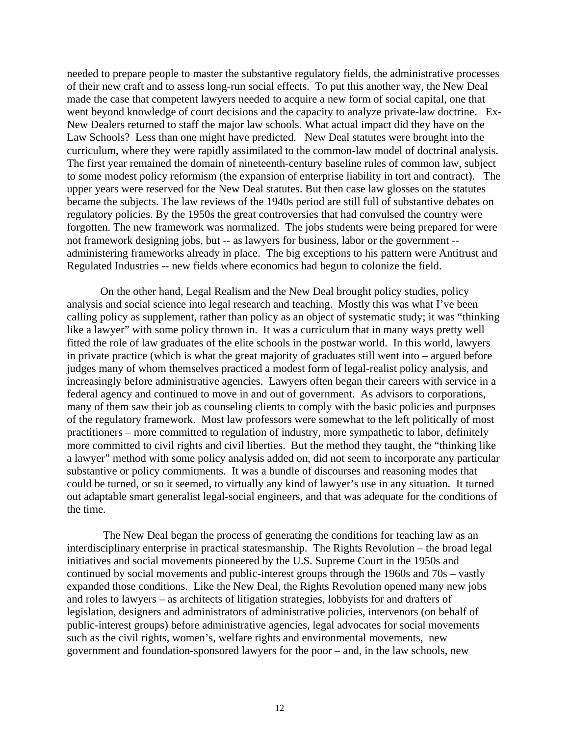needed to prepare people to master the substantive regulatory fields, the administrative processes of their new craft and to assess long-run social effects. To put this another way, the New Deal made the case that competent lawyers needed to acquire a new form of social capital, one that went beyond knowledge of court decisions and the capacity to analyze private-law doctrine. Ex-New Dealers returned to staff the major law schools. What actual impact did they have on the Law Schools? Less than one might have predicted. New Deal statutes were brought into the curriculum, where they were rapidly assimilated to the common-law model of doctrinal analysis. The first year remained the domain of nineteenth-century baseline rules of common law, subject to some modest policy reformism (the expansion of enterprise liability in tort and contract). The upper years were reserved for the New Deal statutes. But then case law glosses on the statutes became the subjects. The law reviews of the 1940s period are still full of substantive debates on regulatory policies. By the 1950s the great controversies that had convulsed the country were forgotten. The new framework was normalized. The jobs students were being prepared for were not framework designing jobs, but -- as lawyers for business, labor or the government -- administering frameworks already in place. The big exceptions to his pattern were Antitrust and Regulated Industries -- new fields where economics had begun to colonize the field.

On the other hand, Legal Realism and the New Deal brought policy studies, policy analysis and social science into legal research and teaching. Mostly this was what I've been calling policy as supplement, rather than policy as an object of systematic study; it was "thinking like a lawyer" with some policy thrown in. It was a curriculum that in many ways pretty well fitted the role of law graduates of the elite schools in the postwar world. In this world, lawyers in private practice (which is what the great majority of graduates still went into – argued before judges many of whom themselves practiced a modest form of legal-realist policy analysis, and increasingly before administrative agencies. Lawyers often began their careers with service in a federal agency and continued to move in and out of government. As advisors to corporations, many of them saw their job as counseling clients to comply with the basic policies and purposes of the regulatory framework. Most law professors were somewhat to the left politically of most practitioners – more committed to regulation of industry, more sympathetic to labor, definitely more committed to civil rights and civil liberties. But the method they taught, the "thinking like a lawyer" method with some policy analysis added on, did not seem to incorporate any particular substantive or policy commitments. It was a bundle of discourses and reasoning modes that could be turned, or so it seemed, to virtually any kind of lawyer's use in any situation. It turned out adaptable smart generalist legal-social engineers, and that was adequate for the conditions of the time.

The New Deal began the process of generating the conditions for teaching law as an interdisciplinary enterprise in practical statesmanship. The Rights Revolution – the broad legal initiatives and social movements pioneered by the U.S. Supreme Court in the 1950s and continued by social movements and public-interest groups through the 1960s and 70s – vastly expanded those conditions. Like the New Deal, the Rights Revolution opened many new jobs and roles to lawyers – as architects of litigation strategies, lobbyists for and drafters of legislation, designers and administrators of administrative policies, intervenors (on behalf of public-interest groups) before administrative agencies, legal advocates for social movements such as the civil rights, women's, welfare rights and environmental movements, new government and foundation-sponsored lawyers for the poor – and, in the law schools, new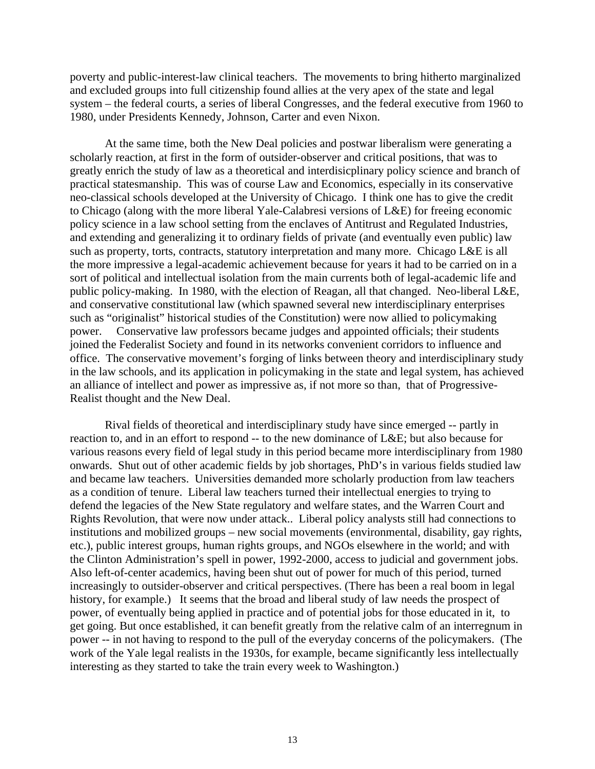poverty and public-interest-law clinical teachers. The movements to bring hitherto marginalized and excluded groups into full citizenship found allies at the very apex of the state and legal system – the federal courts, a series of liberal Congresses, and the federal executive from 1960 to 1980, under Presidents Kennedy, Johnson, Carter and even Nixon.

At the same time, both the New Deal policies and postwar liberalism were generating a scholarly reaction, at first in the form of outsider-observer and critical positions, that was to greatly enrich the study of law as a theoretical and interdisicplinary policy science and branch of practical statesmanship. This was of course Law and Economics, especially in its conservative neo-classical schools developed at the University of Chicago. I think one has to give the credit to Chicago (along with the more liberal Yale-Calabresi versions of L&E) for freeing economic policy science in a law school setting from the enclaves of Antitrust and Regulated Industries, and extending and generalizing it to ordinary fields of private (and eventually even public) law such as property, torts, contracts, statutory interpretation and many more. Chicago L&E is all the more impressive a legal-academic achievement because for years it had to be carried on in a sort of political and intellectual isolation from the main currents both of legal-academic life and public policy-making. In 1980, with the election of Reagan, all that changed. Neo-liberal L&E, and conservative constitutional law (which spawned several new interdisciplinary enterprises such as "originalist" historical studies of the Constitution) were now allied to policymaking power. Conservative law professors became judges and appointed officials; their students joined the Federalist Society and found in its networks convenient corridors to influence and office. The conservative movement's forging of links between theory and interdisciplinary study in the law schools, and its application in policymaking in the state and legal system, has achieved an alliance of intellect and power as impressive as, if not more so than, that of Progressive-Realist thought and the New Deal.

Rival fields of theoretical and interdisciplinary study have since emerged -- partly in reaction to, and in an effort to respond -- to the new dominance of L&E; but also because for various reasons every field of legal study in this period became more interdisciplinary from 1980 onwards. Shut out of other academic fields by job shortages, PhD's in various fields studied law and became law teachers. Universities demanded more scholarly production from law teachers as a condition of tenure. Liberal law teachers turned their intellectual energies to trying to defend the legacies of the New State regulatory and welfare states, and the Warren Court and Rights Revolution, that were now under attack.. Liberal policy analysts still had connections to institutions and mobilized groups – new social movements (environmental, disability, gay rights, etc.), public interest groups, human rights groups, and NGOs elsewhere in the world; and with the Clinton Administration's spell in power, 1992-2000, access to judicial and government jobs. Also left-of-center academics, having been shut out of power for much of this period, turned increasingly to outsider-observer and critical perspectives. (There has been a real boom in legal history, for example.) It seems that the broad and liberal study of law needs the prospect of power, of eventually being applied in practice and of potential jobs for those educated in it, to get going. But once established, it can benefit greatly from the relative calm of an interregnum in power -- in not having to respond to the pull of the everyday concerns of the policymakers. (The work of the Yale legal realists in the 1930s, for example, became significantly less intellectually interesting as they started to take the train every week to Washington.)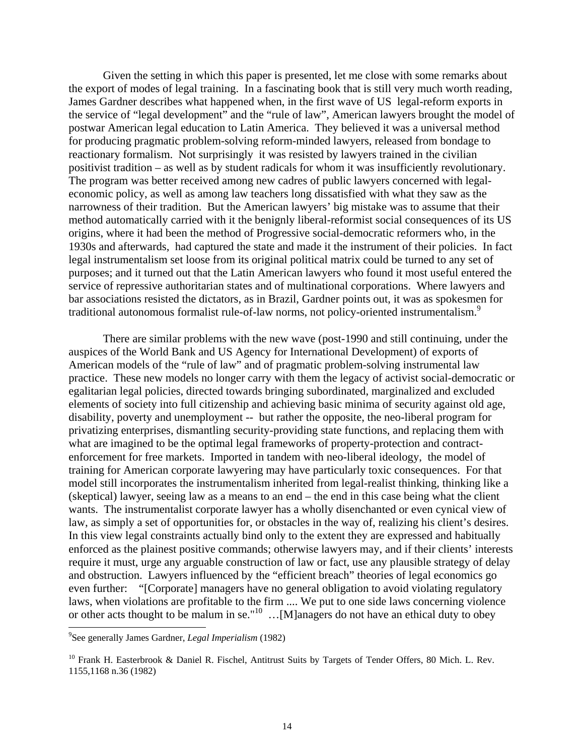Given the setting in which this paper is presented, let me close with some remarks about the export of modes of legal training. In a fascinating book that is still very much worth reading, James Gardner describes what happened when, in the first wave of US legal-reform exports in the service of "legal development" and the "rule of law", American lawyers brought the model of postwar American legal education to Latin America. They believed it was a universal method for producing pragmatic problem-solving reform-minded lawyers, released from bondage to reactionary formalism. Not surprisingly it was resisted by lawyers trained in the civilian positivist tradition – as well as by student radicals for whom it was insufficiently revolutionary. The program was better received among new cadres of public lawyers concerned with legal-economic policy, as well as among law teachers long dissatisfied with what they saw as the narrowness of their tradition. But the American lawyers' big mistake was to assume that their method automatically carried with it the benignly liberal-reformist social consequences of its US origins, where it had been the method of Progressive social-democratic reformers who, in the 1930s and afterwards, had captured the state and made it the instrument of their policies. In fact legal instrumentalism set loose from its original political matrix could be turned to any set of purposes; and it turned out that the Latin American lawyers who found it most useful entered the service of repressive authoritarian states and of multinational corporations. Where lawyers and bar associations resisted the dictators, as in Brazil, Gardner points out, it was as spokesmen for traditional autonomous formalist rule-of-law norms, not policy-oriented instrumentalism.[9]

There are similar problems with the new wave (post-1990 and still continuing, under the auspices of the World Bank and US Agency for International Development) of exports of American models of the "rule of law" and of pragmatic problem-solving instrumental law practice. These new models no longer carry with them the legacy of activist social-democratic or egalitarian legal policies, directed towards bringing subordinated, marginalized and excluded elements of society into full citizenship and achieving basic minima of security against old age, disability, poverty and unemployment -- but rather the opposite, the neo-liberal program for privatizing enterprises, dismantling security-providing state functions, and replacing them with what are imagined to be the optimal legal frameworks of property-protection and contract-enforcement for free markets. Imported in tandem with neo-liberal ideology, the model of training for American corporate lawyering may have particularly toxic consequences. For that model still incorporates the instrumentalism inherited from legal-realist thinking, thinking like a (skeptical) lawyer, seeing law as a means to an end – the end in this case being what the client wants. The instrumentalist corporate lawyer has a wholly disenchanted or even cynical view of law, as simply a set of opportunities for, or obstacles in the way of, realizing his client's desires. In this view legal constraints actually bind only to the extent they are expressed and habitually enforced as the plainest positive commands; otherwise lawyers may, and if their clients' interests require it must, urge any arguable construction of law or fact, use any plausible strategy of delay and obstruction. Lawyers influenced by the "efficient breach" theories of legal economics go even further: "[Corporate] managers have no general obligation to avoid violating regulatory laws, when violations are profitable to the firm .... We put to one side laws concerning violence or other acts thought to be malum in se."[10] …[M]anagers do not have an ethical duty to obey

---

[9] See generally James Gardner, *Legal Imperialism* (1982)

[10] Frank H. Easterbrook & Daniel R. Fischel, Antitrust Suits by Targets of Tender Offers, 80 Mich. L. Rev. 1155,1168 n.36 (1982)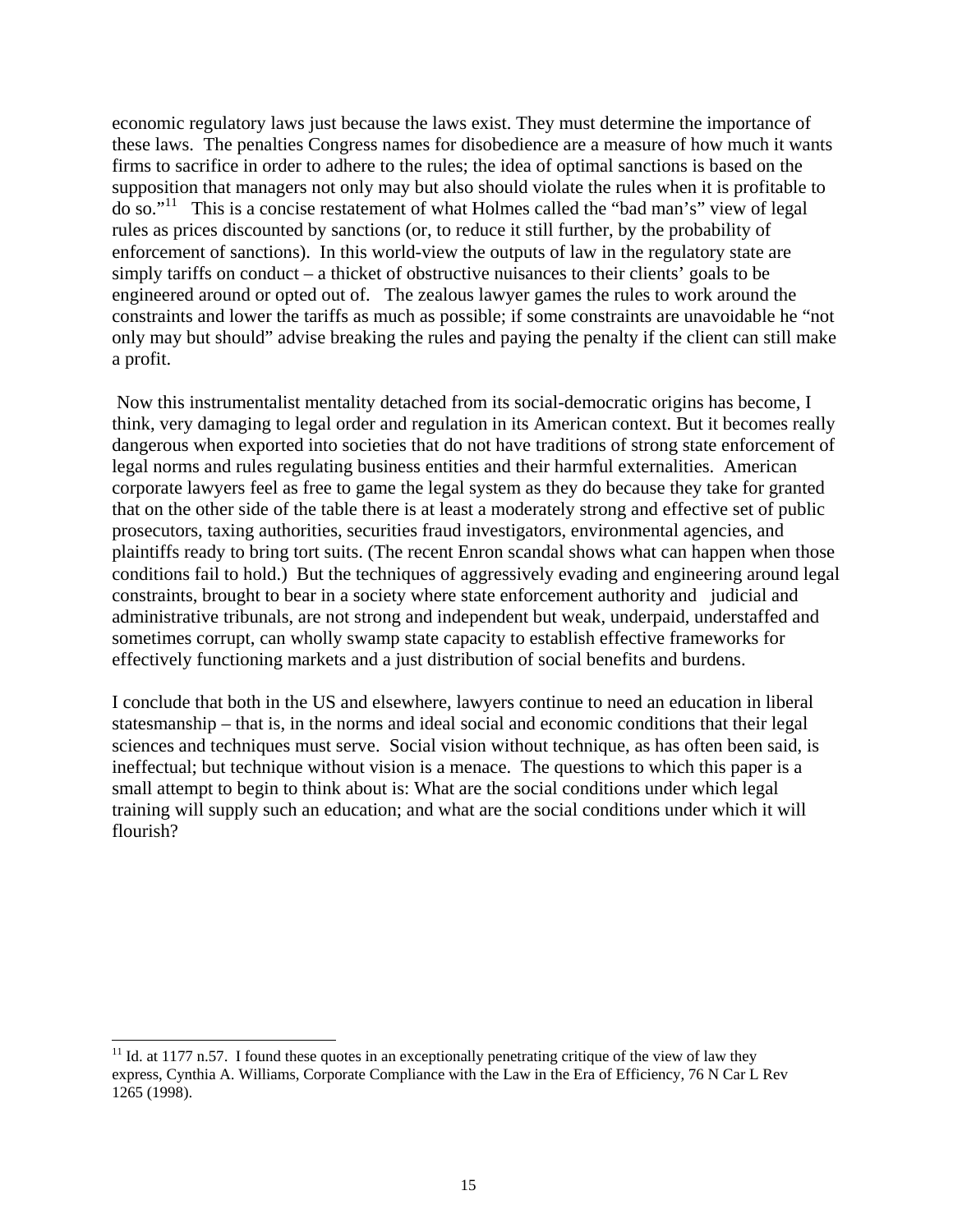economic regulatory laws just because the laws exist. They must determine the importance of these laws. The penalties Congress names for disobedience are a measure of how much it wants firms to sacrifice in order to adhere to the rules; the idea of optimal sanctions is based on the supposition that managers not only may but also should violate the rules when it is profitable to do so."[11] This is a concise restatement of what Holmes called the "bad man's" view of legal rules as prices discounted by sanctions (or, to reduce it still further, by the probability of enforcement of sanctions). In this world-view the outputs of law in the regulatory state are simply tariffs on conduct – a thicket of obstructive nuisances to their clients' goals to be engineered around or opted out of. The zealous lawyer games the rules to work around the constraints and lower the tariffs as much as possible; if some constraints are unavoidable he "not only may but should" advise breaking the rules and paying the penalty if the client can still make a profit.

Now this instrumentalist mentality detached from its social-democratic origins has become, I think, very damaging to legal order and regulation in its American context. But it becomes really dangerous when exported into societies that do not have traditions of strong state enforcement of legal norms and rules regulating business entities and their harmful externalities. American corporate lawyers feel as free to game the legal system as they do because they take for granted that on the other side of the table there is at least a moderately strong and effective set of public prosecutors, taxing authorities, securities fraud investigators, environmental agencies, and plaintiffs ready to bring tort suits. (The recent Enron scandal shows what can happen when those conditions fail to hold.) But the techniques of aggressively evading and engineering around legal constraints, brought to bear in a society where state enforcement authority and judicial and administrative tribunals, are not strong and independent but weak, underpaid, understaffed and sometimes corrupt, can wholly swamp state capacity to establish effective frameworks for effectively functioning markets and a just distribution of social benefits and burdens.

I conclude that both in the US and elsewhere, lawyers continue to need an education in liberal statesmanship – that is, in the norms and ideal social and economic conditions that their legal sciences and techniques must serve. Social vision without technique, as has often been said, is ineffectual; but technique without vision is a menace. The questions to which this paper is a small attempt to begin to think about is: What are the social conditions under which legal training will supply such an education; and what are the social conditions under which it will flourish?

---

[11] Id. at 1177 n.57. I found these quotes in an exceptionally penetrating critique of the view of law they express, Cynthia A. Williams, Corporate Compliance with the Law in the Era of Efficiency, 76 N Car L Rev 1265 (1998).